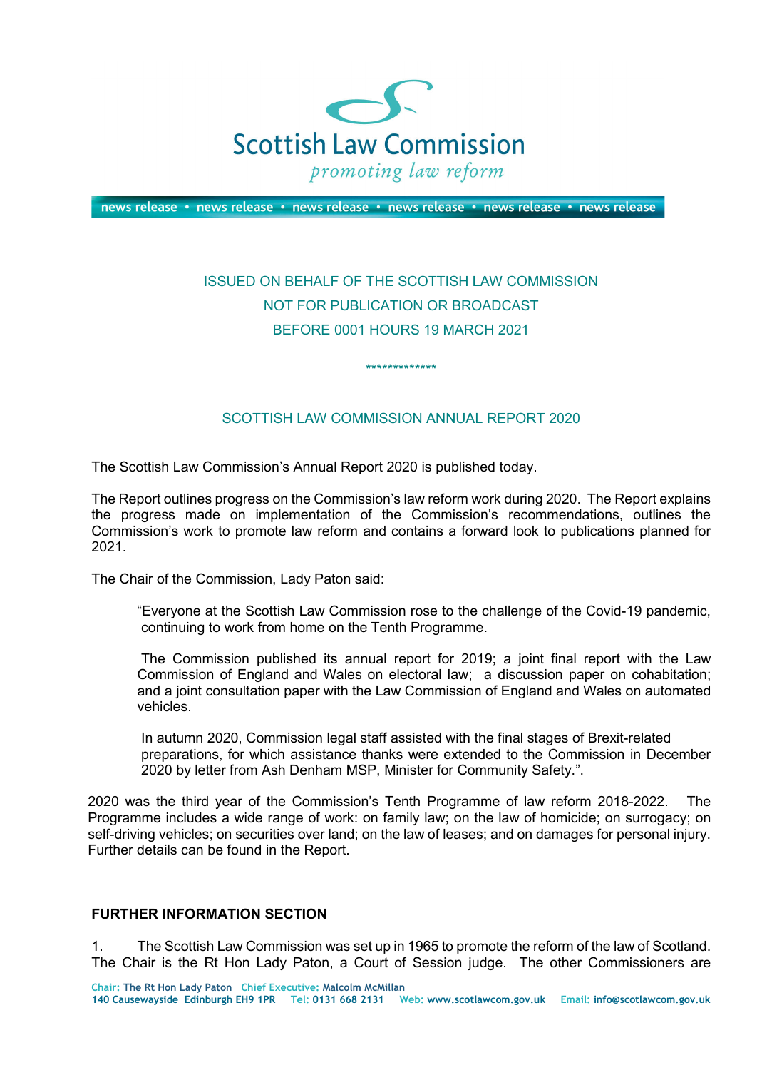# Scottish Law Commission

*promoting law reform*

news release • news release • news release • news release • news release • news release

ISSUED ON BEHALF OF THE SCOTTISH LAW COMMISSION

NOT FOR PUBLICATION OR BROADCAST

BEFORE 0001 HOURS 19 MARCH 2021

*************

## SCOTTISH LAW COMMISSION ANNUAL REPORT 2020

The Scottish Law Commission's Annual Report 2020 is published today.

The Report outlines progress on the Commission's law reform work during 2020. The Report explains the progress made on implementation of the Commission's recommendations, outlines the Commission's work to promote law reform and contains a forward look to publications planned for 2021.

The Chair of the Commission, Lady Paton said:

> "Everyone at the Scottish Law Commission rose to the challenge of the Covid-19 pandemic, continuing to work from home on the Tenth Programme.
>
> The Commission published its annual report for 2019; a joint final report with the Law Commission of England and Wales on electoral law; a discussion paper on cohabitation; and a joint consultation paper with the Law Commission of England and Wales on automated vehicles.
>
> In autumn 2020, Commission legal staff assisted with the final stages of Brexit-related preparations, for which assistance thanks were extended to the Commission in December 2020 by letter from Ash Denham MSP, Minister for Community Safety.".

2020 was the third year of the Commission's Tenth Programme of law reform 2018-2022. The Programme includes a wide range of work: on family law; on the law of homicide; on surrogacy; on self-driving vehicles; on securities over land; on the law of leases; and on damages for personal injury. Further details can be found in the Report.

**FURTHER INFORMATION SECTION**

1. The Scottish Law Commission was set up in 1965 to promote the reform of the law of Scotland. The Chair is the Rt Hon Lady Paton, a Court of Session judge. The other Commissioners are

Chair: The Rt Hon Lady Paton Chief Executive: Malcolm McMillan
140 Causewayside Edinburgh EH9 1PR Tel: 0131 668 2131 Web: www.scotlawcom.gov.uk Email: info@scotlawcom.gov.uk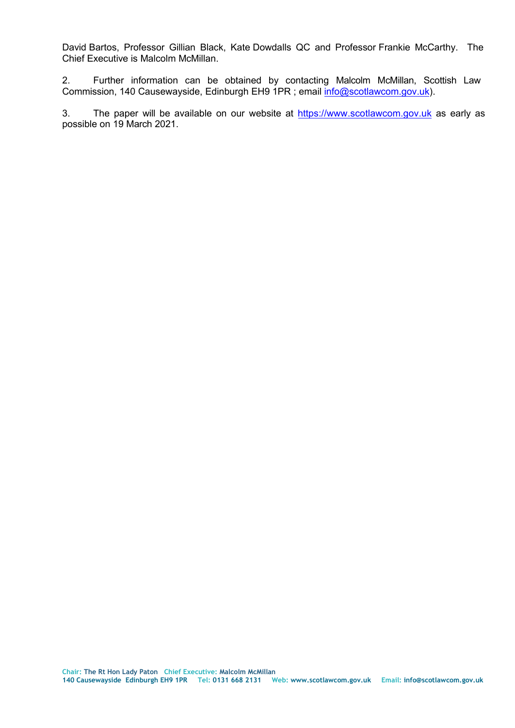David Bartos, Professor Gillian Black, Kate Dowdalls QC and Professor Frankie McCarthy. The Chief Executive is Malcolm McMillan.

2. Further information can be obtained by contacting Malcolm McMillan, Scottish Law Commission, 140 Causewayside, Edinburgh EH9 1PR ; email info@scotlawcom.gov.uk).

3. The paper will be available on our website at https://www.scotlawcom.gov.uk as early as possible on 19 March 2021.